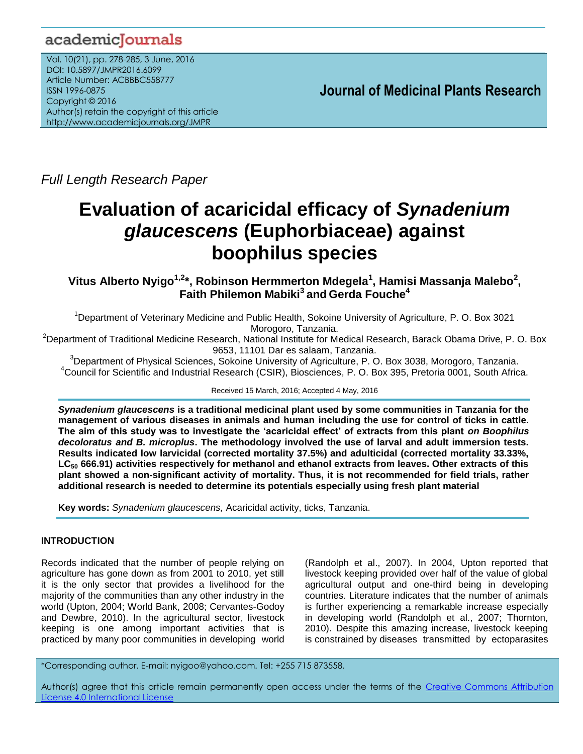*Full Length Research Paper*

# Evaluation of acaricidal efficacy of *Synadenium glaucescens* (Euphorbiaceae) against boophilus species

**Vitus Alberto Nyigo[1,2]\*, Robinson Hermmerton Mdegela[1], Hamisi Massanja Malebo[2], Faith Philemon Mabiki[3] and Gerda Fouche[4]**

[1]Department of Veterinary Medicine and Public Health, Sokoine University of Agriculture, P. O. Box 3021 Morogoro, Tanzania.

[2]Department of Traditional Medicine Research, National Institute for Medical Research, Barack Obama Drive, P. O. Box 9653, 11101 Dar es salaam, Tanzania.

[3]Department of Physical Sciences, Sokoine University of Agriculture, P. O. Box 3038, Morogoro, Tanzania.

[4]Council for Scientific and Industrial Research (CSIR), Biosciences, P. O. Box 395, Pretoria 0001, South Africa.

Received 15 March, 2016; Accepted 4 May, 2016

***Synadenium glaucescens*** **is a traditional medicinal plant used by some communities in Tanzania for the management of various diseases in animals and human including the use for control of ticks in cattle. The aim of this study was to investigate the 'acaricidal effect' of extracts from this plant *on Boophilus decoloratus and B. microplus*. The methodology involved the use of larval and adult immersion tests. Results indicated low larvicidal (corrected mortality 37.5%) and adulticidal (corrected mortality 33.33%, $LC_{50}$ 666.91) activities respectively for methanol and ethanol extracts from leaves. Other extracts of this plant showed a non-significant activity of mortality. Thus, it is not recommended for field trials, rather additional research is needed to determine its potentials especially using fresh plant material**

**Key words:** *Synadenium glaucescens,* Acaricidal activity, ticks, Tanzania.

## INTRODUCTION

Records indicated that the number of people relying on agriculture has gone down as from 2001 to 2010, yet still it is the only sector that provides a livelihood for the majority of the communities than any other industry in the world (Upton, 2004; World Bank, 2008; Cervantes-Godoy and Dewbre, 2010). In the agricultural sector, livestock keeping is one among important activities that is practiced by many poor communities in developing world (Randolph et al., 2007). In 2004, Upton reported that livestock keeping provided over half of the value of global agricultural output and one-third being in developing countries. Literature indicates that the number of animals is further experiencing a remarkable increase especially in developing world (Randolph et al., 2007; Thornton, 2010). Despite this amazing increase, livestock keeping is constrained by diseases transmitted by ectoparasites

\*Corresponding author. E-mail: nyigoo@yahoo.com. Tel: +255 715 873558.

Author(s) agree that this article remain permanently open access under the terms of the Creative Commons Attribution License 4.0 International License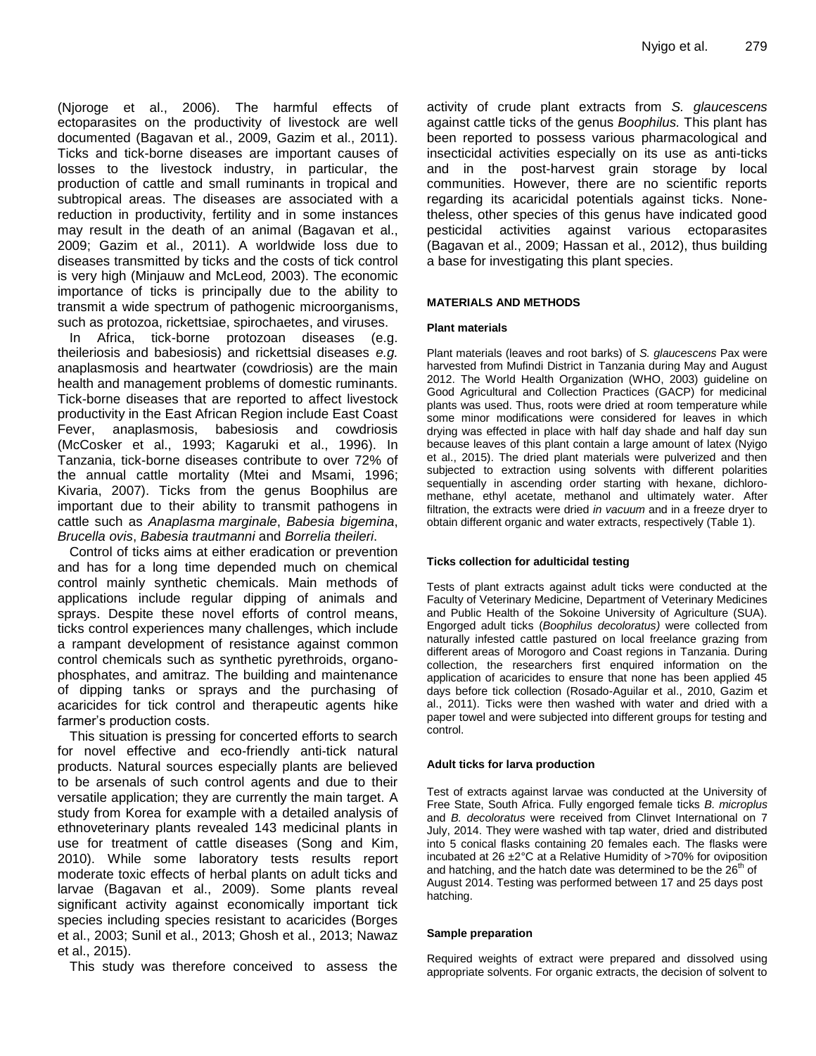(Njoroge et al., 2006). The harmful effects of ectoparasites on the productivity of livestock are well documented (Bagavan et al., 2009, Gazim et al., 2011). Ticks and tick-borne diseases are important causes of losses to the livestock industry, in particular, the production of cattle and small ruminants in tropical and subtropical areas. The diseases are associated with a reduction in productivity, fertility and in some instances may result in the death of an animal (Bagavan et al., 2009; Gazim et al., 2011). A worldwide loss due to diseases transmitted by ticks and the costs of tick control is very high (Minjauw and McLeod, 2003). The economic importance of ticks is principally due to the ability to transmit a wide spectrum of pathogenic microorganisms, such as protozoa, rickettsiae, spirochaetes, and viruses.

In Africa, tick-borne protozoan diseases (e.g. theileriosis and babesiosis) and rickettsial diseases *e.g.* anaplasmosis and heartwater (cowdriosis) are the main health and management problems of domestic ruminants. Tick-borne diseases that are reported to affect livestock productivity in the East African Region include East Coast Fever, anaplasmosis, babesiosis and cowdriosis (McCosker et al., 1993; Kagaruki et al., 1996). In Tanzania, tick-borne diseases contribute to over 72% of the annual cattle mortality (Mtei and Msami, 1996; Kivaria, 2007). Ticks from the genus Boophilus are important due to their ability to transmit pathogens in cattle such as *Anaplasma marginale*, *Babesia bigemina*, *Brucella ovis*, *Babesia trautmanni* and *Borrelia theileri*.

Control of ticks aims at either eradication or prevention and has for a long time depended much on chemical control mainly synthetic chemicals. Main methods of applications include regular dipping of animals and sprays. Despite these novel efforts of control means, ticks control experiences many challenges, which include a rampant development of resistance against common control chemicals such as synthetic pyrethroids, organophosphates, and amitraz. The building and maintenance of dipping tanks or sprays and the purchasing of acaricides for tick control and therapeutic agents hike farmer's production costs.

This situation is pressing for concerted efforts to search for novel effective and eco-friendly anti-tick natural products. Natural sources especially plants are believed to be arsenals of such control agents and due to their versatile application; they are currently the main target. A study from Korea for example with a detailed analysis of ethnoveterinary plants revealed 143 medicinal plants in use for treatment of cattle diseases (Song and Kim, 2010). While some laboratory tests results report moderate toxic effects of herbal plants on adult ticks and larvae (Bagavan et al., 2009). Some plants reveal significant activity against economically important tick species including species resistant to acaricides (Borges et al., 2003; Sunil et al., 2013; Ghosh et al., 2013; Nawaz et al., 2015).

This study was therefore conceived to assess the activity of crude plant extracts from *S. glaucescens* against cattle ticks of the genus *Boophilus.* This plant has been reported to possess various pharmacological and insecticidal activities especially on its use as anti-ticks and in the post-harvest grain storage by local communities. However, there are no scientific reports regarding its acaricidal potentials against ticks. Nonetheless, other species of this genus have indicated good pesticidal activities against various ectoparasites (Bagavan et al., 2009; Hassan et al., 2012), thus building a base for investigating this plant species.

## MATERIALS AND METHODS

### Plant materials

Plant materials (leaves and root barks) of *S. glaucescens* Pax were harvested from Mufindi District in Tanzania during May and August 2012. The World Health Organization (WHO, 2003) guideline on Good Agricultural and Collection Practices (GACP) for medicinal plants was used. Thus, roots were dried at room temperature while some minor modifications were considered for leaves in which drying was effected in place with half day shade and half day sun because leaves of this plant contain a large amount of latex (Nyigo et al., 2015). The dried plant materials were pulverized and then subjected to extraction using solvents with different polarities sequentially in ascending order starting with hexane, dichloromethane, ethyl acetate, methanol and ultimately water. After filtration, the extracts were dried *in vacuum* and in a freeze dryer to obtain different organic and water extracts, respectively (Table 1).

### Ticks collection for adulticidal testing

Tests of plant extracts against adult ticks were conducted at the Faculty of Veterinary Medicine, Department of Veterinary Medicines and Public Health of the Sokoine University of Agriculture (SUA). Engorged adult ticks (*Boophilus decoloratus)* were collected from naturally infested cattle pastured on local freelance grazing from different areas of Morogoro and Coast regions in Tanzania. During collection, the researchers first enquired information on the application of acaricides to ensure that none has been applied 45 days before tick collection (Rosado-Aguilar et al., 2010, Gazim et al., 2011). Ticks were then washed with water and dried with a paper towel and were subjected into different groups for testing and control.

### Adult ticks for larva production

Test of extracts against larvae was conducted at the University of Free State, South Africa. Fully engorged female ticks *B. microplus* and *B. decoloratus* were received from Clinvet International on 7 July, 2014. They were washed with tap water, dried and distributed into 5 conical flasks containing 20 females each. The flasks were incubated at 26 ±2°C at a Relative Humidity of >70% for oviposition and hatching, and the hatch date was determined to be the 26th of August 2014. Testing was performed between 17 and 25 days post hatching.

### Sample preparation

Required weights of extract were prepared and dissolved using appropriate solvents. For organic extracts, the decision of solvent to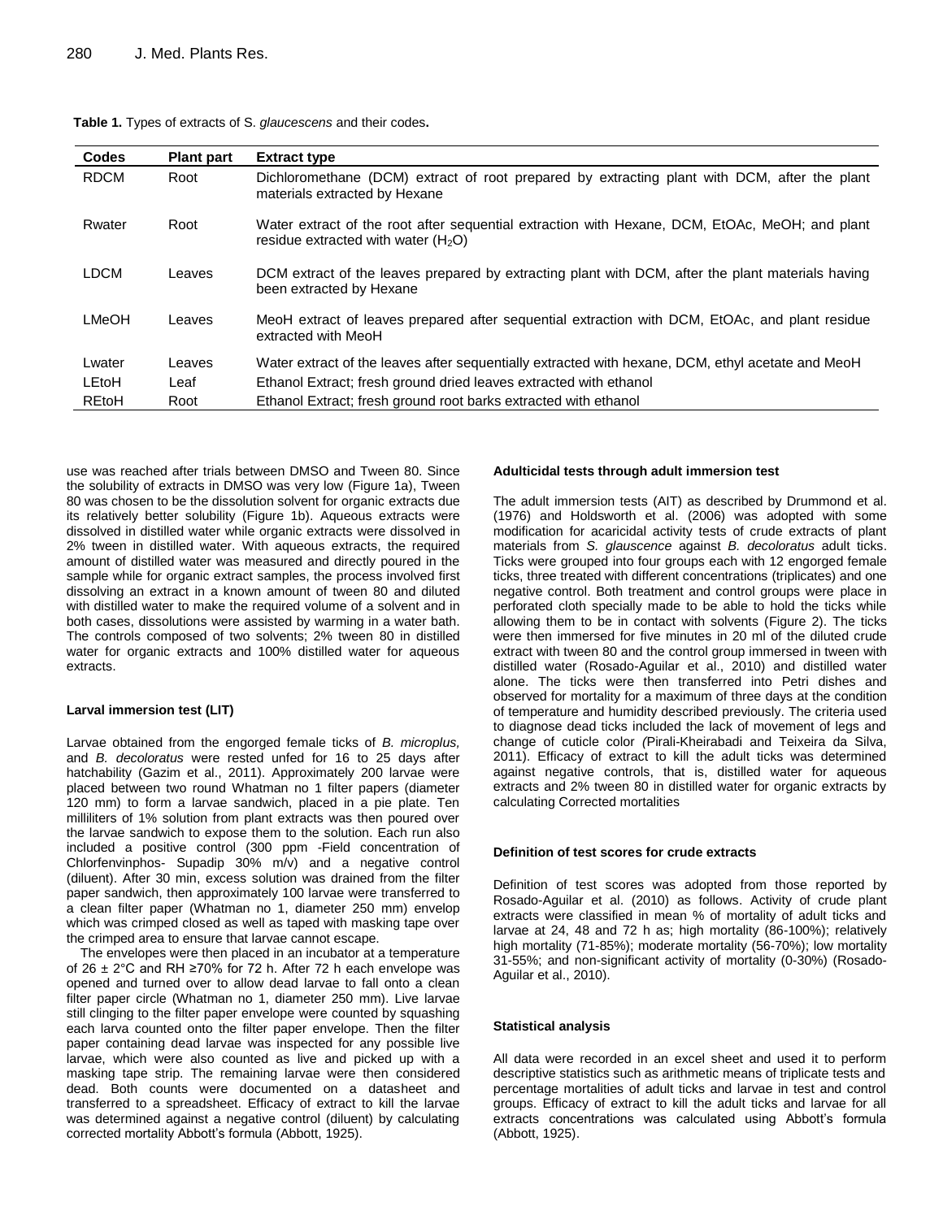**Table 1.** Types of extracts of S. *glaucescens* and their codes**.**

| Codes | Plant part | Extract type |
|---|---|---|
| RDCM | Root | Dichloromethane (DCM) extract of root prepared by extracting plant with DCM, after the plant materials extracted by Hexane |
| Rwater | Root | Water extract of the root after sequential extraction with Hexane, DCM, EtOAc, MeOH; and plant residue extracted with water ($H_2O$) |
| LDCM | Leaves | DCM extract of the leaves prepared by extracting plant with DCM, after the plant materials having been extracted by Hexane |
| LMeOH | Leaves | MeoH extract of leaves prepared after sequential extraction with DCM, EtOAc, and plant residue extracted with MeoH |
| Lwater | Leaves | Water extract of the leaves after sequentially extracted with hexane, DCM, ethyl acetate and MeoH |
| LEtoH | Leaf | Ethanol Extract; fresh ground dried leaves extracted with ethanol |
| REtoH | Root | Ethanol Extract; fresh ground root barks extracted with ethanol |

use was reached after trials between DMSO and Tween 80. Since the solubility of extracts in DMSO was very low (Figure 1a), Tween 80 was chosen to be the dissolution solvent for organic extracts due its relatively better solubility (Figure 1b). Aqueous extracts were dissolved in distilled water while organic extracts were dissolved in 2% tween in distilled water. With aqueous extracts, the required amount of distilled water was measured and directly poured in the sample while for organic extract samples, the process involved first dissolving an extract in a known amount of tween 80 and diluted with distilled water to make the required volume of a solvent and in both cases, dissolutions were assisted by warming in a water bath. The controls composed of two solvents; 2% tween 80 in distilled water for organic extracts and 100% distilled water for aqueous extracts.

### Larval immersion test (LIT)

Larvae obtained from the engorged female ticks of *B. microplus,* and *B. decoloratus* were rested unfed for 16 to 25 days after hatchability (Gazim et al., 2011). Approximately 200 larvae were placed between two round Whatman no 1 filter papers (diameter 120 mm) to form a larvae sandwich, placed in a pie plate. Ten milliliters of 1% solution from plant extracts was then poured over the larvae sandwich to expose them to the solution. Each run also included a positive control (300 ppm -Field concentration of Chlorfenvinphos- Supadip 30% m/v) and a negative control (diluent). After 30 min, excess solution was drained from the filter paper sandwich, then approximately 100 larvae were transferred to a clean filter paper (Whatman no 1, diameter 250 mm) envelop which was crimped closed as well as taped with masking tape over the crimped area to ensure that larvae cannot escape.

The envelopes were then placed in an incubator at a temperature of 26 ± 2°C and RH ≥70% for 72 h. After 72 h each envelope was opened and turned over to allow dead larvae to fall onto a clean filter paper circle (Whatman no 1, diameter 250 mm). Live larvae still clinging to the filter paper envelope were counted by squashing each larva counted onto the filter paper envelope. Then the filter paper containing dead larvae was inspected for any possible live larvae, which were also counted as live and picked up with a masking tape strip. The remaining larvae were then considered dead. Both counts were documented on a datasheet and transferred to a spreadsheet. Efficacy of extract to kill the larvae was determined against a negative control (diluent) by calculating corrected mortality Abbott's formula (Abbott, 1925).

### Adulticidal tests through adult immersion test

The adult immersion tests (AIT) as described by Drummond et al. (1976) and Holdsworth et al. (2006) was adopted with some modification for acaricidal activity tests of crude extracts of plant materials from *S. glauscence* against *B. decoloratus* adult ticks. Ticks were grouped into four groups each with 12 engorged female ticks, three treated with different concentrations (triplicates) and one negative control. Both treatment and control groups were place in perforated cloth specially made to be able to hold the ticks while allowing them to be in contact with solvents (Figure 2). The ticks were then immersed for five minutes in 20 ml of the diluted crude extract with tween 80 and the control group immersed in tween with distilled water (Rosado-Aguilar et al., 2010) and distilled water alone. The ticks were then transferred into Petri dishes and observed for mortality for a maximum of three days at the condition of temperature and humidity described previously. The criteria used to diagnose dead ticks included the lack of movement of legs and change of cuticle color *(*Pirali-Kheirabadi and Teixeira da Silva, 2011). Efficacy of extract to kill the adult ticks was determined against negative controls, that is, distilled water for aqueous extracts and 2% tween 80 in distilled water for organic extracts by calculating Corrected mortalities

### Definition of test scores for crude extracts

Definition of test scores was adopted from those reported by Rosado-Aguilar et al. (2010) as follows. Activity of crude plant extracts were classified in mean % of mortality of adult ticks and larvae at 24, 48 and 72 h as; high mortality (86-100%); relatively high mortality (71-85%); moderate mortality (56-70%); low mortality 31-55%; and non-significant activity of mortality (0-30%) (Rosado-Aguilar et al., 2010).

### Statistical analysis

All data were recorded in an excel sheet and used it to perform descriptive statistics such as arithmetic means of triplicate tests and percentage mortalities of adult ticks and larvae in test and control groups. Efficacy of extract to kill the adult ticks and larvae for all extracts concentrations was calculated using Abbott's formula (Abbott, 1925).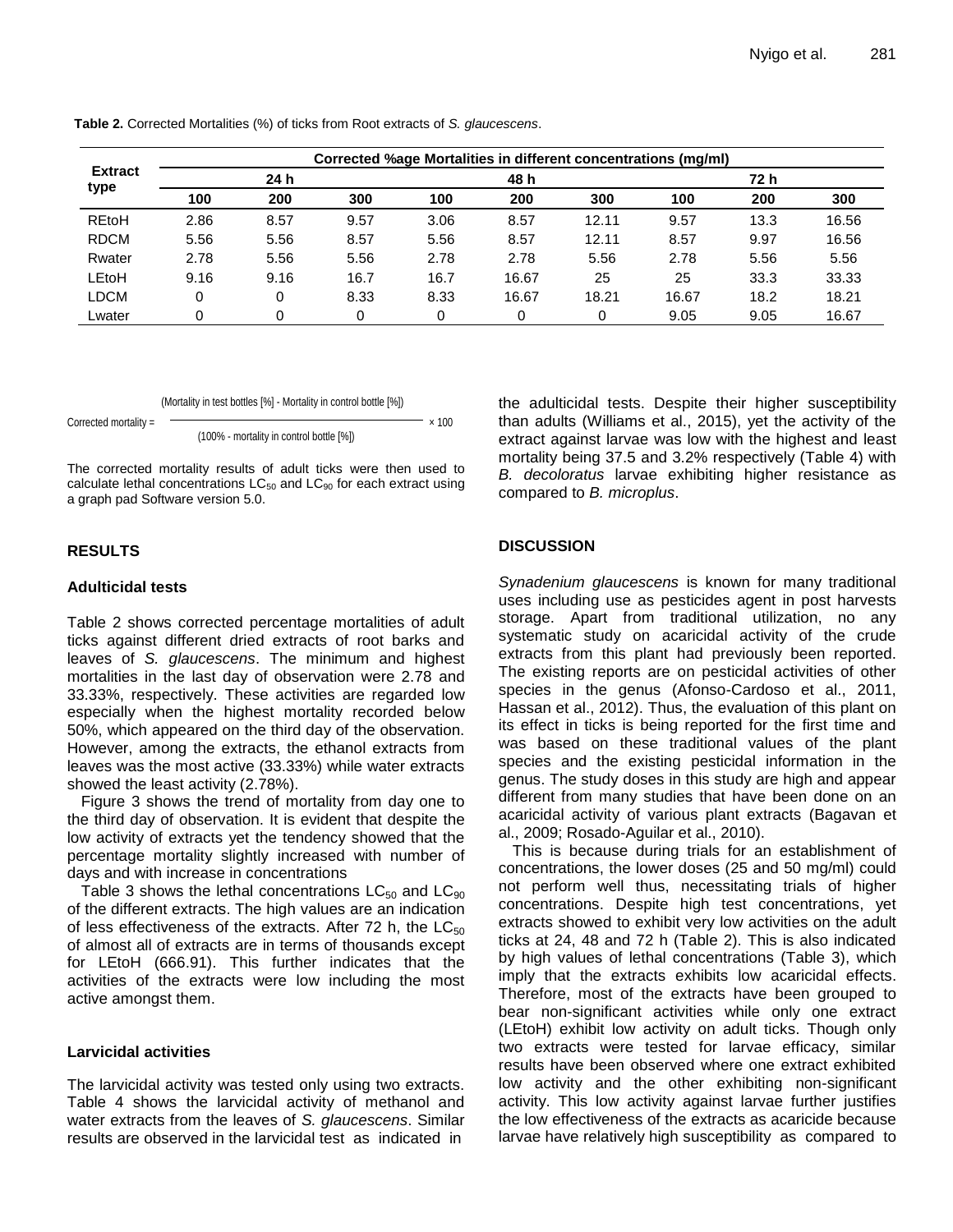**Table 2.** Corrected Mortalities (%) of ticks from Root extracts of *S. glaucescens*.

| Extract type | Corrected %age Mortalities in different concentrations (mg/ml) | | | | | | | | |
|---|---|---|---|---|---|---|---|---|---|
| | 24 h | | | 48 h | | | 72 h | | |
| | 100 | 200 | 300 | 100 | 200 | 300 | 100 | 200 | 300 |
| REtoH | 2.86 | 8.57 | 9.57 | 3.06 | 8.57 | 12.11 | 9.57 | 13.3 | 16.56 |
| RDCM | 5.56 | 5.56 | 8.57 | 5.56 | 8.57 | 12.11 | 8.57 | 9.97 | 16.56 |
| Rwater | 2.78 | 5.56 | 5.56 | 2.78 | 2.78 | 5.56 | 2.78 | 5.56 | 5.56 |
| LEtoH | 9.16 | 9.16 | 16.7 | 16.7 | 16.67 | 25 | 25 | 33.3 | 33.33 |
| LDCM | 0 | 0 | 8.33 | 8.33 | 16.67 | 18.21 | 16.67 | 18.2 | 18.21 |
| Lwater | 0 | 0 | 0 | 0 | 0 | 0 | 9.05 | 9.05 | 16.67 |

$$\text{Corrected mortality} = \frac{\text{(Mortality in test bottles [\%] - Mortality in control bottle [\%])}}{\text{(100\% - mortality in control bottle [\%])}} \times 100$$

The corrected mortality results of adult ticks were then used to calculate lethal concentrations $LC_{50}$ and $LC_{90}$ for each extract using a graph pad Software version 5.0.

## RESULTS

### Adulticidal tests

Table 2 shows corrected percentage mortalities of adult ticks against different dried extracts of root barks and leaves of *S. glaucescens*. The minimum and highest mortalities in the last day of observation were 2.78 and 33.33%, respectively. These activities are regarded low especially when the highest mortality recorded below 50%, which appeared on the third day of the observation. However, among the extracts, the ethanol extracts from leaves was the most active (33.33%) while water extracts showed the least activity (2.78%).

Figure 3 shows the trend of mortality from day one to the third day of observation. It is evident that despite the low activity of extracts yet the tendency showed that the percentage mortality slightly increased with number of days and with increase in concentrations

Table 3 shows the lethal concentrations $LC_{50}$ and $LC_{90}$ of the different extracts. The high values are an indication of less effectiveness of the extracts. After 72 h, the $LC_{50}$ of almost all of extracts are in terms of thousands except for LEtoH (666.91). This further indicates that the activities of the extracts were low including the most active amongst them.

### Larvicidal activities

The larvicidal activity was tested only using two extracts. Table 4 shows the larvicidal activity of methanol and water extracts from the leaves of *S. glaucescens*. Similar results are observed in the larvicidal test as indicated in the adulticidal tests. Despite their higher susceptibility than adults (Williams et al., 2015), yet the activity of the extract against larvae was low with the highest and least mortality being 37.5 and 3.2% respectively (Table 4) with *B. decoloratus* larvae exhibiting higher resistance as compared to *B. microplus*.

## DISCUSSION

*Synadenium glaucescens* is known for many traditional uses including use as pesticides agent in post harvests storage. Apart from traditional utilization, no any systematic study on acaricidal activity of the crude extracts from this plant had previously been reported. The existing reports are on pesticidal activities of other species in the genus (Afonso-Cardoso et al., 2011, Hassan et al., 2012). Thus, the evaluation of this plant on its effect in ticks is being reported for the first time and was based on these traditional values of the plant species and the existing pesticidal information in the genus. The study doses in this study are high and appear different from many studies that have been done on an acaricidal activity of various plant extracts (Bagavan et al., 2009; Rosado-Aguilar et al., 2010).

This is because during trials for an establishment of concentrations, the lower doses (25 and 50 mg/ml) could not perform well thus, necessitating trials of higher concentrations. Despite high test concentrations, yet extracts showed to exhibit very low activities on the adult ticks at 24, 48 and 72 h (Table 2). This is also indicated by high values of lethal concentrations (Table 3), which imply that the extracts exhibits low acaricidal effects. Therefore, most of the extracts have been grouped to bear non-significant activities while only one extract (LEtoH) exhibit low activity on adult ticks. Though only two extracts were tested for larvae efficacy, similar results have been observed where one extract exhibited low activity and the other exhibiting non-significant activity. This low activity against larvae further justifies the low effectiveness of the extracts as acaricide because larvae have relatively high susceptibility as compared to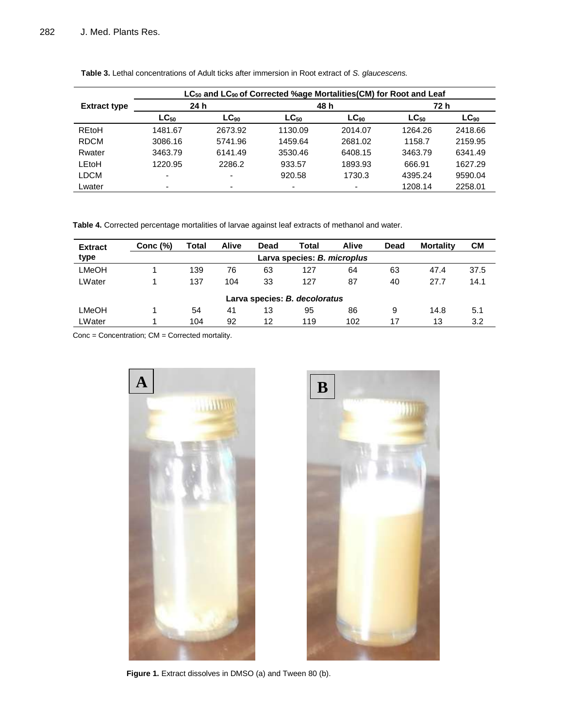**Table 3.** Lethal concentrations of Adult ticks after immersion in Root extract of *S. glaucescens.*

| Extract type | $LC_{50}$ and $LC_{90}$ of Corrected %age Mortalities(CM) for Root and Leaf | | | | | |
|---|---|---|---|---|---|---|
| | 24 h | | 48 h | | 72 h | |
| | $LC_{50}$ | $LC_{90}$ | $LC_{50}$ | $LC_{90}$ | $LC_{50}$ | $LC_{90}$ |
| REtoH | 1481.67 | 2673.92 | 1130.09 | 2014.07 | 1264.26 | 2418.66 |
| RDCM | 3086.16 | 5741.96 | 1459.64 | 2681.02 | 1158.7 | 2159.95 |
| Rwater | 3463.79 | 6141.49 | 3530.46 | 6408.15 | 3463.79 | 6341.49 |
| LEtoH | 1220.95 | 2286.2 | 933.57 | 1893.93 | 666.91 | 1627.29 |
| LDCM | - | - | 920.58 | 1730.3 | 4395.24 | 9590.04 |
| Lwater | - | - | - | - | 1208.14 | 2258.01 |

**Table 4.** Corrected percentage mortalities of larvae against leaf extracts of methanol and water.

| Extract type | Conc (%) | Total | Alive | Dead | Total | Alive | Dead | Mortality | CM |
|---|---|---|---|---|---|---|---|---|---|
| | Larva species: *B. microplus* | | | | | | | | |
| LMeOH | 1 | 139 | 76 | 63 | 127 | 64 | 63 | 47.4 | 37.5 |
| LWater | 1 | 137 | 104 | 33 | 127 | 87 | 40 | 27.7 | 14.1 |
| | Larva species: *B. decoloratus* | | | | | | | | |
| LMeOH | 1 | 54 | 41 | 13 | 95 | 86 | 9 | 14.8 | 5.1 |
| LWater | 1 | 104 | 92 | 12 | 119 | 102 | 17 | 13 | 3.2 |

Conc = Concentration; CM = Corrected mortality.

**Figure 1.** Extract dissolves in DMSO (a) and Tween 80 (b).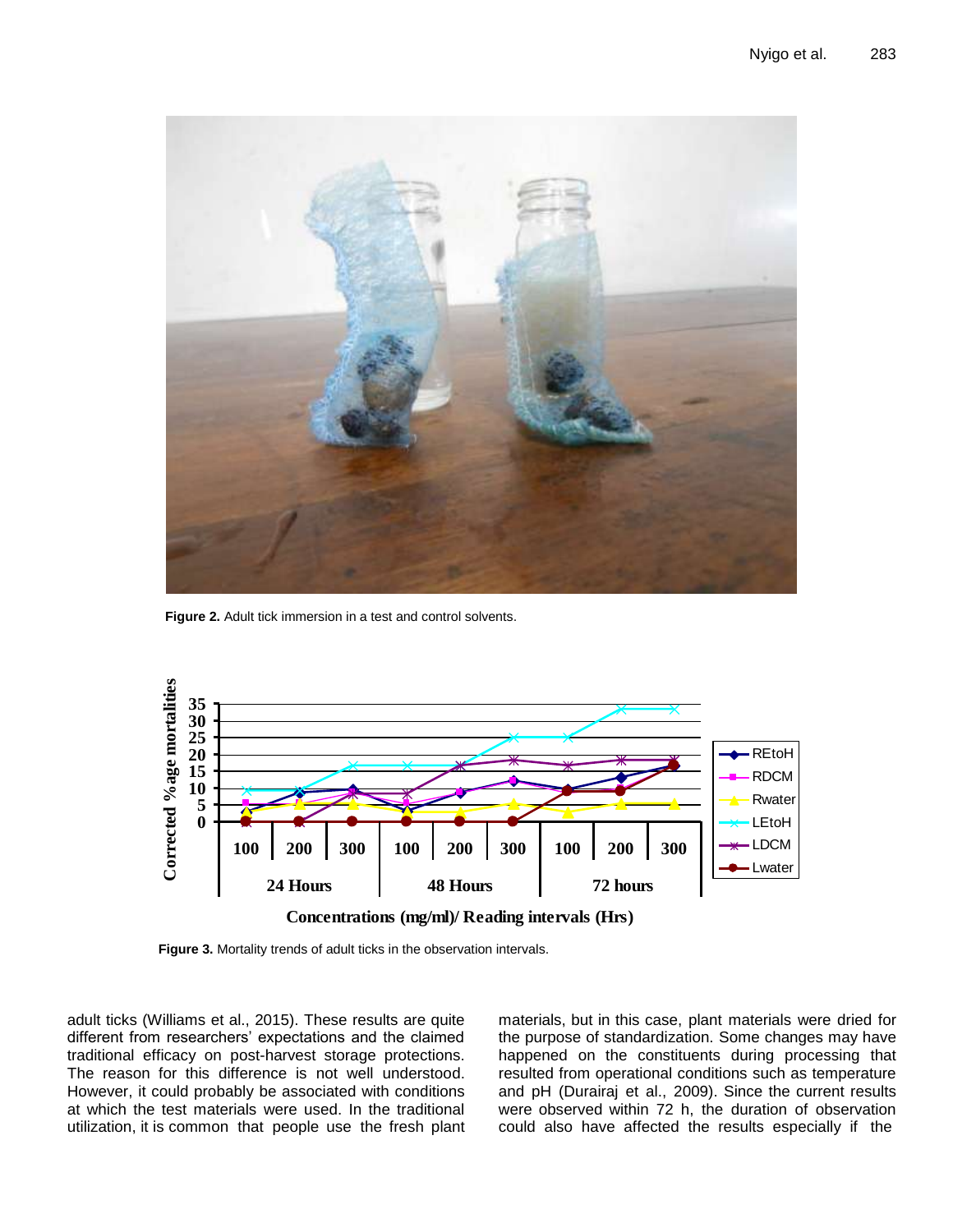Figure 2. Adult tick immersion in a test and control solvents.

Figure 3. Mortality trends of adult ticks in the observation intervals.

adult ticks (Williams et al., 2015). These results are quite different from researchers' expectations and the claimed traditional efficacy on post-harvest storage protections. The reason for this difference is not well understood. However, it could probably be associated with conditions at which the test materials were used. In the traditional utilization, it is common that people use the fresh plant materials, but in this case, plant materials were dried for the purpose of standardization. Some changes may have happened on the constituents during processing that resulted from operational conditions such as temperature and pH (Durairaj et al., 2009). Since the current results were observed within 72 h, the duration of observation could also have affected the results especially if the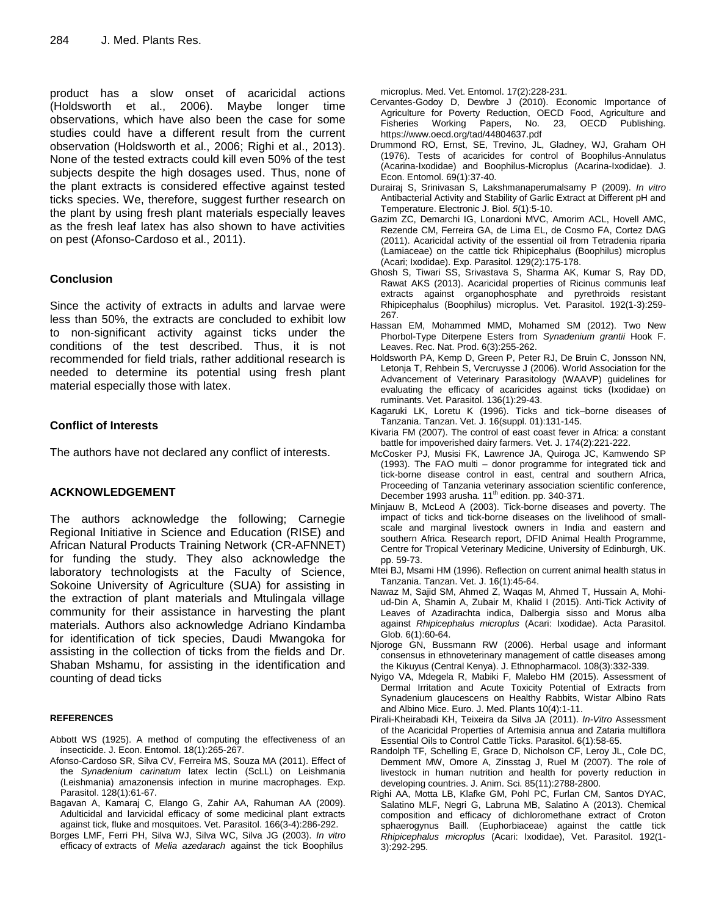product has a slow onset of acaricidal actions (Holdsworth et al., 2006). Maybe longer time observations, which have also been the case for some studies could have a different result from the current observation (Holdsworth et al., 2006; Righi et al., 2013). None of the tested extracts could kill even 50% of the test subjects despite the high dosages used. Thus, none of the plant extracts is considered effective against tested ticks species. We, therefore, suggest further research on the plant by using fresh plant materials especially leaves as the fresh leaf latex has also shown to have activities on pest (Afonso-Cardoso et al., 2011).

## Conclusion

Since the activity of extracts in adults and larvae were less than 50%, the extracts are concluded to exhibit low to non-significant activity against ticks under the conditions of the test described. Thus, it is not recommended for field trials, rather additional research is needed to determine its potential using fresh plant material especially those with latex.

## Conflict of Interests

The authors have not declared any conflict of interests.

## ACKNOWLEDGEMENT

The authors acknowledge the following; Carnegie Regional Initiative in Science and Education (RISE) and African Natural Products Training Network (CR-AFNNET) for funding the study. They also acknowledge the laboratory technologists at the Faculty of Science, Sokoine University of Agriculture (SUA) for assisting in the extraction of plant materials and Mtulingala village community for their assistance in harvesting the plant materials. Authors also acknowledge Adriano Kindamba for identification of tick species, Daudi Mwangoka for assisting in the collection of ticks from the fields and Dr. Shaban Mshamu, for assisting in the identification and counting of dead ticks

## REFERENCES

Abbott WS (1925). A method of computing the effectiveness of an insecticide. J. Econ. Entomol. 18(1):265-267.

Afonso-Cardoso SR, Silva CV, Ferreira MS, Souza MA (2011). Effect of the *Synadenium carinatum* latex lectin (ScLL) on Leishmania (Leishmania) amazonensis infection in murine macrophages. Exp. Parasitol. 128(1):61-67.

Bagavan A, Kamaraj C, Elango G, Zahir AA, Rahuman AA (2009). Adulticidal and larvicidal efficacy of some medicinal plant extracts against tick, fluke and mosquitoes. Vet. Parasitol. 166(3-4):286-292.

Borges LMF, Ferri PH, Silva WJ, Silva WC, Silva JG (2003). *In vitro* efficacy of extracts of *Melia azedarach* against the tick Boophilus microplus. Med. Vet. Entomol. 17(2):228-231.

Cervantes-Godoy D, Dewbre J (2010). Economic Importance of Agriculture for Poverty Reduction, OECD Food, Agriculture and Fisheries Working Papers, No. 23, OECD Publishing. https://www.oecd.org/tad/44804637.pdf

Drummond RO, Ernst, SE, Trevino, JL, Gladney, WJ, Graham OH (1976). Tests of acaricides for control of Boophilus-Annulatus (Acarina-Ixodidae) and Boophilus-Microplus (Acarina-Ixodidae). J. Econ. Entomol. 69(1):37-40.

Durairaj S, Srinivasan S, Lakshmanaperumalsamy P (2009). *In vitro* Antibacterial Activity and Stability of Garlic Extract at Different pH and Temperature. Electronic J. Biol. *5*(1):5-10.

Gazim ZC, Demarchi IG, Lonardoni MVC, Amorim ACL, Hovell AMC, Rezende CM, Ferreira GA, de Lima EL, de Cosmo FA, Cortez DAG (2011). Acaricidal activity of the essential oil from Tetradenia riparia (Lamiaceae) on the cattle tick Rhipicephalus (Boophilus) microplus (Acari; Ixodidae). Exp. Parasitol. 129(2):175-178.

Ghosh S, Tiwari SS, Srivastava S, Sharma AK, Kumar S, Ray DD, Rawat AKS (2013). Acaricidal properties of Ricinus communis leaf extracts against organophosphate and pyrethroids resistant Rhipicephalus (Boophilus) microplus. Vet. Parasitol. 192(1-3):259-267.

Hassan EM, Mohammed MMD, Mohamed SM (2012). Two New Phorbol-Type Diterpene Esters from *Synadenium grantii* Hook F. Leaves. Rec. Nat. Prod. 6(3):255-262.

Holdsworth PA, Kemp D, Green P, Peter RJ, De Bruin C, Jonsson NN, Letonja T, Rehbein S, Vercruysse J (2006). World Association for the Advancement of Veterinary Parasitology (WAAVP) guidelines for evaluating the efficacy of acaricides against ticks (Ixodidae) on ruminants. Vet. Parasitol. 136(1):29-43.

Kagaruki LK, Loretu K (1996). Ticks and tick–borne diseases of Tanzania. Tanzan. Vet. J. 16(suppl. 01):131-145.

Kivaria FM (2007). The control of east coast fever in Africa: a constant battle for impoverished dairy farmers. Vet. J. 174(2):221-222.

McCosker PJ, Musisi FK, Lawrence JA, Quiroga JC, Kamwendo SP (1993). The FAO multi – donor programme for integrated tick and tick-borne disease control in east, central and southern Africa, Proceeding of Tanzania veterinary association scientific conference, December 1993 arusha. 11th edition. pp. 340-371.

Minjauw B, McLeod A (2003). Tick-borne diseases and poverty. The impact of ticks and tick-borne diseases on the livelihood of small-scale and marginal livestock owners in India and eastern and southern Africa. Research report, DFID Animal Health Programme, Centre for Tropical Veterinary Medicine, University of Edinburgh, UK. pp. 59-73.

Mtei BJ, Msami HM (1996). Reflection on current animal health status in Tanzania. Tanzan. Vet. J. 16(1):45-64.

Nawaz M, Sajid SM, Ahmed Z, Waqas M, Ahmed T, Hussain A, Mohi-ud-Din A, Shamin A, Zubair M, Khalid I (2015). Anti-Tick Activity of Leaves of Azadirachta indica, Dalbergia sisso and Morus alba against *Rhipicephalus microplus* (Acari: Ixodidae). Acta Parasitol. Glob. 6(1):60-64.

Njoroge GN, Bussmann RW (2006). Herbal usage and informant consensus in ethnoveterinary management of cattle diseases among the Kikuyus (Central Kenya). J. Ethnopharmacol. 108(3):332-339.

Nyigo VA, Mdegela R, Mabiki F, Malebo HM (2015). Assessment of Dermal Irritation and Acute Toxicity Potential of Extracts from Synadenium glaucescens on Healthy Rabbits, Wistar Albino Rats and Albino Mice. Euro. J. Med. Plants 10(4):1-11.

Pirali-Kheirabadi KH, Teixeira da Silva JA (2011). *In-Vitro* Assessment of the Acaricidal Properties of Artemisia annua and Zataria multiflora Essential Oils to Control Cattle Ticks. Parasitol. 6(1):58-65.

Randolph TF, Schelling E, Grace D, Nicholson CF, Leroy JL, Cole DC, Demment MW, Omore A, Zinsstag J, Ruel M (2007). The role of livestock in human nutrition and health for poverty reduction in developing countries. J. Anim. Sci. 85(11):2788-2800.

Righi AA, Motta LB, Klafke GM, Pohl PC, Furlan CM, Santos DYAC, Salatino MLF, Negri G, Labruna MB, Salatino A (2013). Chemical composition and efficacy of dichloromethane extract of Croton sphaerogynus Baill. (Euphorbiaceae) against the cattle tick *Rhipicephalus microplus* (Acari: Ixodidae), Vet. Parasitol. 192(1-3):292-295.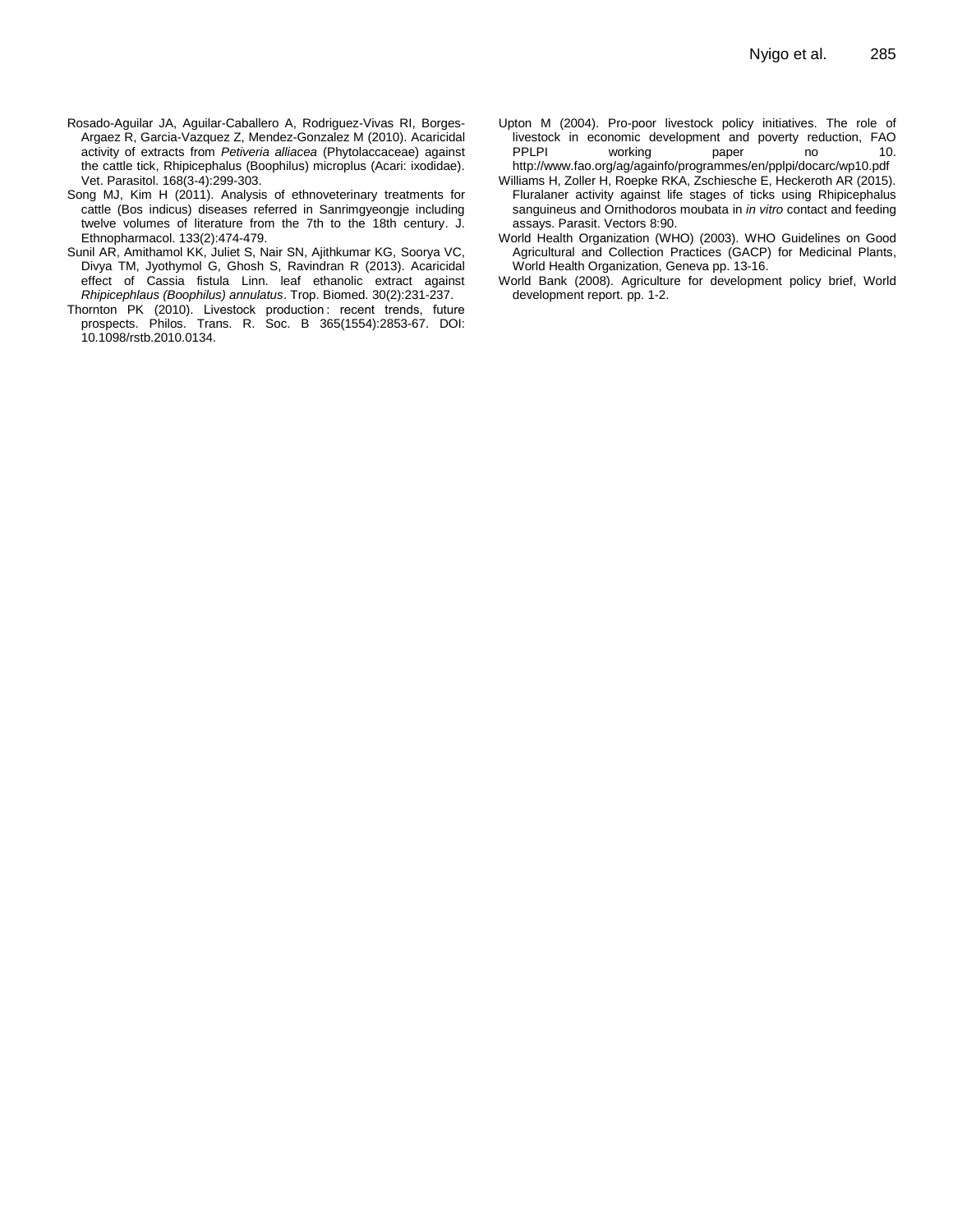Rosado-Aguilar JA, Aguilar-Caballero A, Rodriguez-Vivas RI, Borges-Argaez R, Garcia-Vazquez Z, Mendez-Gonzalez M (2010). Acaricidal activity of extracts from *Petiveria alliacea* (Phytolaccaceae) against the cattle tick, Rhipicephalus (Boophilus) microplus (Acari: ixodidae). Vet. Parasitol. 168(3-4):299-303.

Song MJ, Kim H (2011). Analysis of ethnoveterinary treatments for cattle (Bos indicus) diseases referred in Sanrimgyeongje including twelve volumes of literature from the 7th to the 18th century. J. Ethnopharmacol. 133(2):474-479.

Sunil AR, Amithamol KK, Juliet S, Nair SN, Ajithkumar KG, Soorya VC, Divya TM, Jyothymol G, Ghosh S, Ravindran R (2013). Acaricidal effect of Cassia fistula Linn. leaf ethanolic extract against *Rhipicephlaus (Boophilus) annulatus*. Trop. Biomed. 30(2):231-237.

Thornton PK (2010). Livestock production : recent trends, future prospects. Philos. Trans. R. Soc. B 365(1554):2853-67. DOI: 10.1098/rstb.2010.0134.

Upton M (2004). Pro-poor livestock policy initiatives. The role of livestock in economic development and poverty reduction, FAO PPLPI working paper no 10. http://www.fao.org/ag/againfo/programmes/en/pplpi/docarc/wp10.pdf

Williams H, Zoller H, Roepke RKA, Zschiesche E, Heckeroth AR (2015). Fluralaner activity against life stages of ticks using Rhipicephalus sanguineus and Ornithodoros moubata in *in vitro* contact and feeding assays. Parasit. Vectors 8:90.

World Health Organization (WHO) (2003). WHO Guidelines on Good Agricultural and Collection Practices (GACP) for Medicinal Plants, World Health Organization, Geneva pp. 13-16.

World Bank (2008). Agriculture for development policy brief, World development report. pp. 1-2.